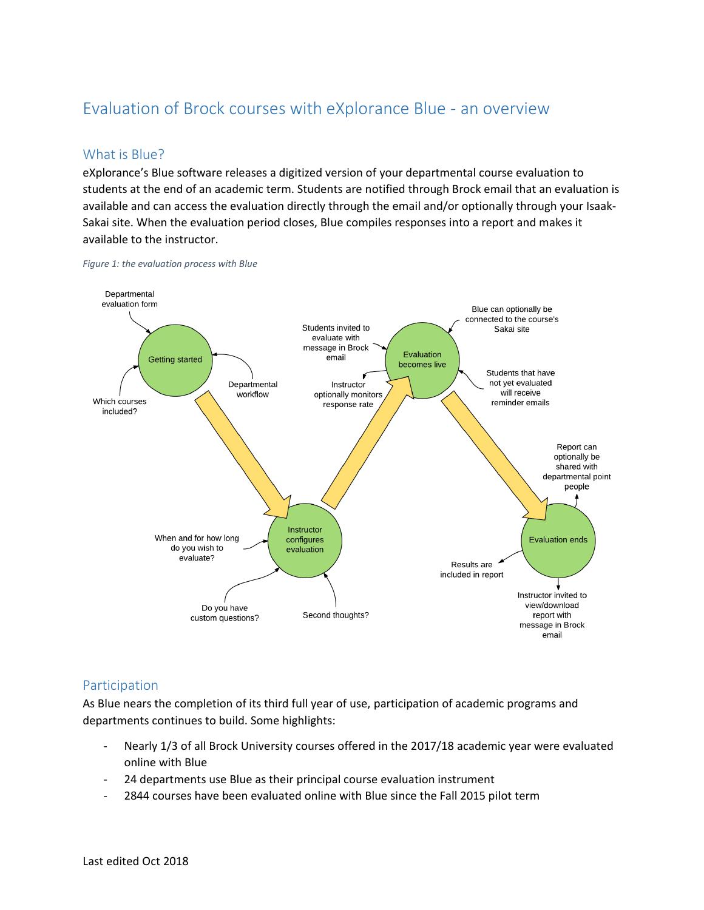# Evaluation of Brock courses with eXplorance Blue - an overview

## What is Blue?

eXplorance's Blue software releases a digitized version of your departmental course evaluation to students at the end of an academic term. Students are notified through Brock email that an evaluation is available and can access the evaluation directly through the email and/or optionally through your Isaak-Sakai site. When the evaluation period closes, Blue compiles responses into a report and makes it available to the instructor.

*Figure 1: the evaluation process with Blue*

Getting started
- Departmental evaluation form
- Which courses included?
- Departmental workflow

Instructor configures evaluation
- When and for how long do you wish to evaluate?
- Do you have custom questions?
- Second thoughts?

Evaluation becomes live
- Students invited to evaluate with message in Brock email
- Instructor optionally monitors response rate
- Blue can optionally be connected to the course's Sakai site
- Students that have not yet evaluated will receive reminder emails

Evaluation ends
- Report can optionally be shared with departmental point people
- Results are included in report
- Instructor invited to view/download report with message in Brock email

## Participation

As Blue nears the completion of its third full year of use, participation of academic programs and departments continues to build. Some highlights:

- Nearly 1/3 of all Brock University courses offered in the 2017/18 academic year were evaluated online with Blue
- 24 departments use Blue as their principal course evaluation instrument
- 2844 courses have been evaluated online with Blue since the Fall 2015 pilot term

Last edited Oct 2018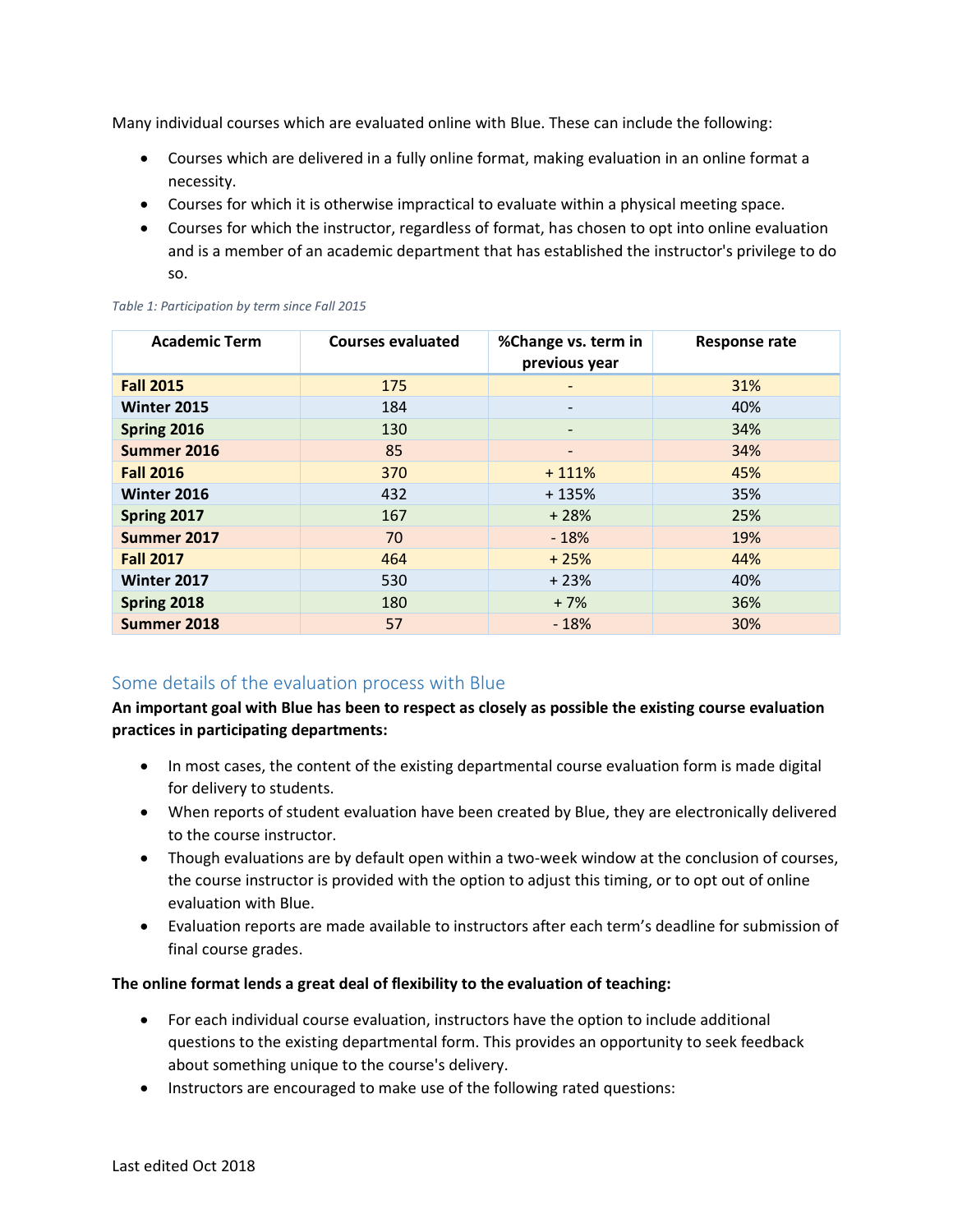Many individual courses which are evaluated online with Blue. These can include the following:

- Courses which are delivered in a fully online format, making evaluation in an online format a necessity.
- Courses for which it is otherwise impractical to evaluate within a physical meeting space.
- Courses for which the instructor, regardless of format, has chosen to opt into online evaluation and is a member of an academic department that has established the instructor's privilege to do so.

*Table 1: Participation by term since Fall 2015*

| Academic Term | Courses evaluated | %Change vs. term in previous year | Response rate |
|---|---|---|---|
| **Fall 2015** | 175 | - | 31% |
| **Winter 2015** | 184 | - | 40% |
| **Spring 2016** | 130 | - | 34% |
| **Summer 2016** | 85 | - | 34% |
| **Fall 2016** | 370 | + 111% | 45% |
| **Winter 2016** | 432 | + 135% | 35% |
| **Spring 2017** | 167 | + 28% | 25% |
| **Summer 2017** | 70 | - 18% | 19% |
| **Fall 2017** | 464 | + 25% | 44% |
| **Winter 2017** | 530 | + 23% | 40% |
| **Spring 2018** | 180 | + 7% | 36% |
| **Summer 2018** | 57 | - 18% | 30% |

## Some details of the evaluation process with Blue

**An important goal with Blue has been to respect as closely as possible the existing course evaluation practices in participating departments:**

- In most cases, the content of the existing departmental course evaluation form is made digital for delivery to students.
- When reports of student evaluation have been created by Blue, they are electronically delivered to the course instructor.
- Though evaluations are by default open within a two-week window at the conclusion of courses, the course instructor is provided with the option to adjust this timing, or to opt out of online evaluation with Blue.
- Evaluation reports are made available to instructors after each term's deadline for submission of final course grades.

**The online format lends a great deal of flexibility to the evaluation of teaching:**

- For each individual course evaluation, instructors have the option to include additional questions to the existing departmental form. This provides an opportunity to seek feedback about something unique to the course's delivery.
- Instructors are encouraged to make use of the following rated questions: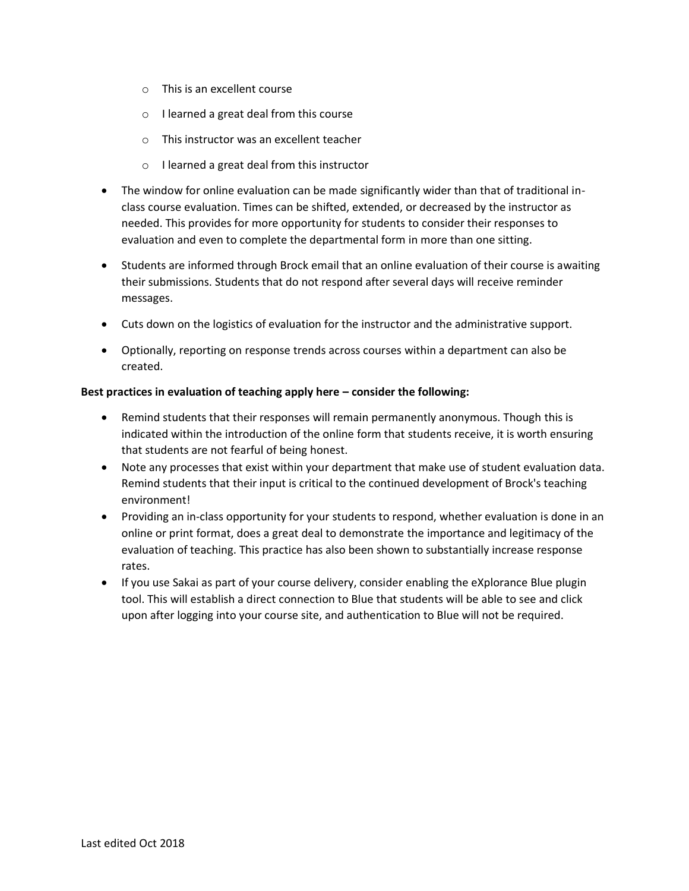- This is an excellent course
  - I learned a great deal from this course
  - This instructor was an excellent teacher
  - I learned a great deal from this instructor

- The window for online evaluation can be made significantly wider than that of traditional in-class course evaluation. Times can be shifted, extended, or decreased by the instructor as needed. This provides for more opportunity for students to consider their responses to evaluation and even to complete the departmental form in more than one sitting.
- Students are informed through Brock email that an online evaluation of their course is awaiting their submissions. Students that do not respond after several days will receive reminder messages.
- Cuts down on the logistics of evaluation for the instructor and the administrative support.
- Optionally, reporting on response trends across courses within a department can also be created.

**Best practices in evaluation of teaching apply here – consider the following:**

- Remind students that their responses will remain permanently anonymous. Though this is indicated within the introduction of the online form that students receive, it is worth ensuring that students are not fearful of being honest.
- Note any processes that exist within your department that make use of student evaluation data. Remind students that their input is critical to the continued development of Brock's teaching environment!
- Providing an in-class opportunity for your students to respond, whether evaluation is done in an online or print format, does a great deal to demonstrate the importance and legitimacy of the evaluation of teaching. This practice has also been shown to substantially increase response rates.
- If you use Sakai as part of your course delivery, consider enabling the eXplorance Blue plugin tool. This will establish a direct connection to Blue that students will be able to see and click upon after logging into your course site, and authentication to Blue will not be required.

Last edited Oct 2018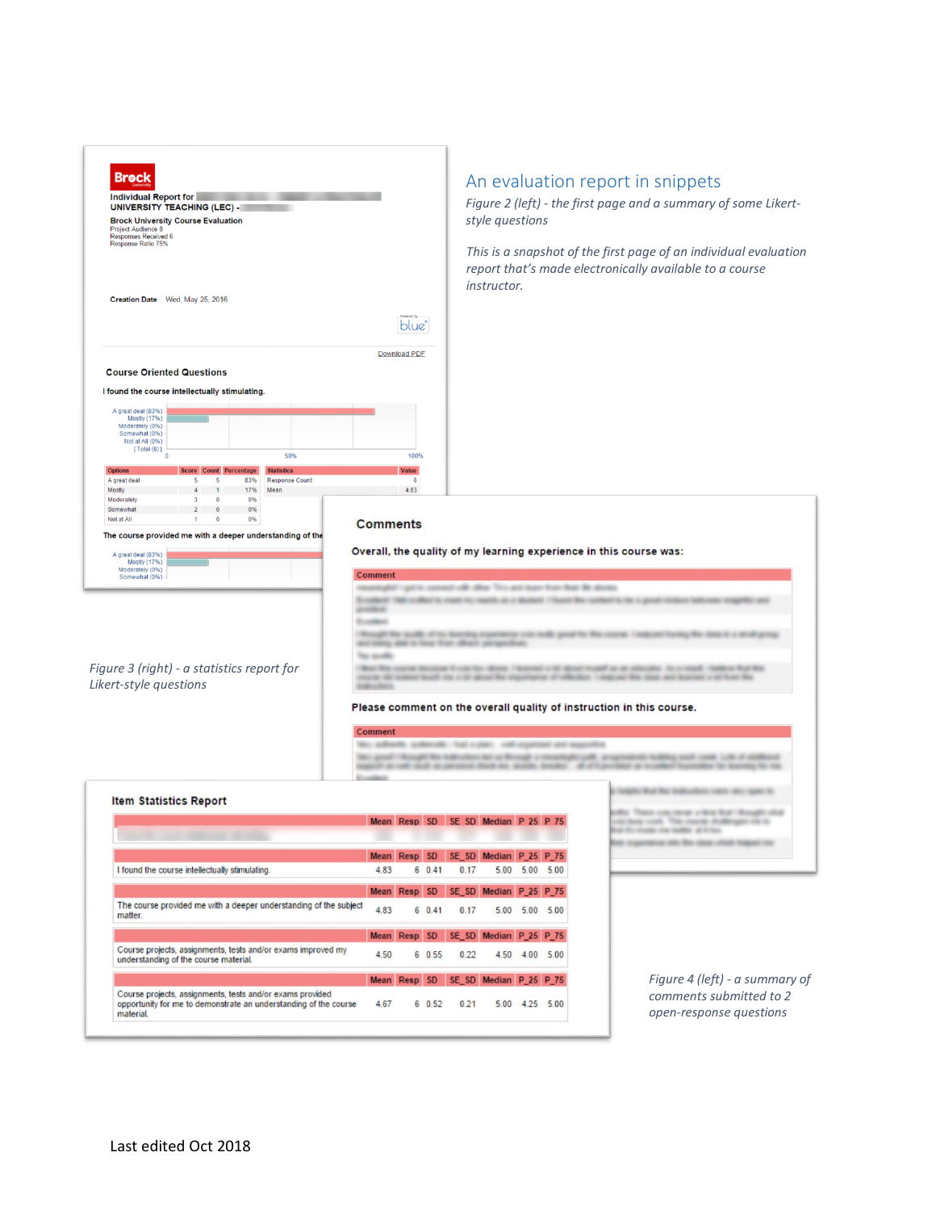## An evaluation report in snippets

*Figure 2 (left) - the first page and a summary of some Likert-style questions*

*This is a snapshot of the first page of an individual evaluation report that's made electronically available to a course instructor.*

Brock University

Individual Report for

UNIVERSITY TEACHING (LEC) -

Brock University Course Evaluation

Project Audience 8

Responses Received 6

Response Ratio 75%

Creation Date Wed, May 25, 2016

Download PDF

Course Oriented Questions

I found the course intellectually stimulating.

A great deal (83%)
Mostly (17%)
Moderately (0%)
Somewhat (0%)
Not at All (0%)
[Total (6)]
0
50%
100%

| Options | Score | Count | Percentage |
|---|---|---|---|
| A great deal | 5 | 5 | 83% |
| Mostly | 4 | 1 | 17% |
| Moderately | 3 | 0 | 0% |
| Somewhat | 2 | 0 | 0% |
| Not at All | 1 | 0 | 0% |

| Statistics | Value |
|---|---|
| Response Count | 6 |
| Mean | 4.83 |

The course provided me with a deeper understanding of the

A great deal (83%)
Mostly (17%)
Moderately (0%)
Somewhat (0%)

Comments

Overall, the quality of my learning experience in this course was:

Comment

Please comment on the overall quality of instruction in this course.

Comment

*Figure 3 (right) - a statistics report for Likert-style questions*

Item Statistics Report

| | Mean | Resp | SD | SE_SD | Median | P_25 | P_75 |
|---|---|---|---|---|---|---|---|
| I found the course intellectually stimulating. | 4.83 | 6 | 0.41 | 0.17 | 5.00 | 5.00 | 5.00 |
| The course provided me with a deeper understanding of the subject matter. | 4.83 | 6 | 0.41 | 0.17 | 5.00 | 5.00 | 5.00 |
| Course projects, assignments, tests and/or exams improved my understanding of the course material. | 4.50 | 6 | 0.55 | 0.22 | 4.50 | 4.00 | 5.00 |
| Course projects, assignments, tests and/or exams provided opportunity for me to demonstrate an understanding of the course material. | 4.67 | 6 | 0.52 | 0.21 | 5.00 | 4.25 | 5.00 |

*Figure 4 (left) - a summary of comments submitted to 2 open-response questions*

Last edited Oct 2018